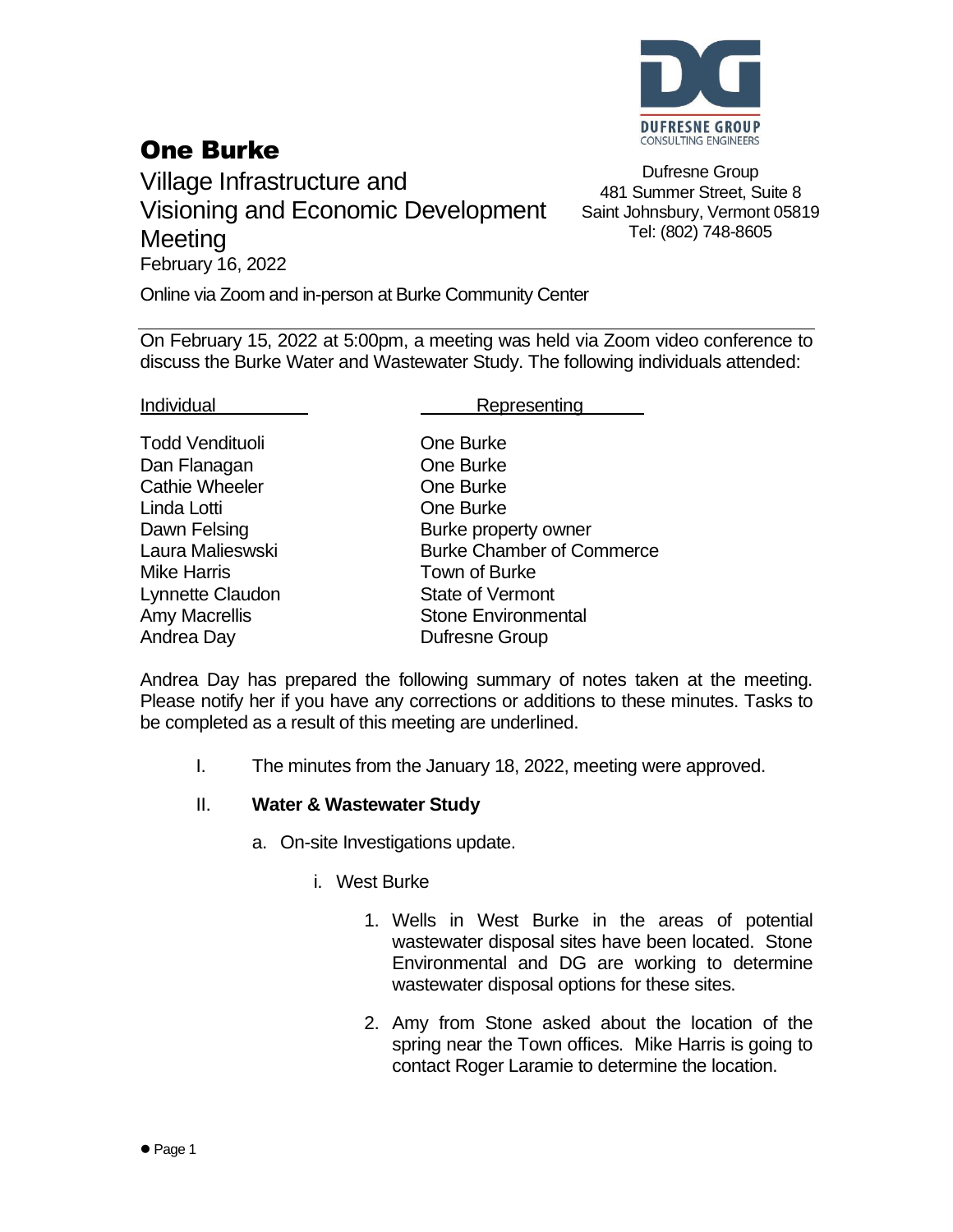# One Burke

## Village Infrastructure and Visioning and Economic Development Meeting

February 16, 2022

Online via Zoom and in-person at Burke Community Center

DUFRESNE GROUP
CONSULTING ENGINEERS

Dufresne Group
481 Summer Street, Suite 8
Saint Johnsbury, Vermont 05819
Tel: (802) 748-8605

---

On February 15, 2022 at 5:00pm, a meeting was held via Zoom video conference to discuss the Burke Water and Wastewater Study. The following individuals attended:

| Individual | Representing |
|---|---|
| Todd Vendituoli | One Burke |
| Dan Flanagan | One Burke |
| Cathie Wheeler | One Burke |
| Linda Lotti | One Burke |
| Dawn Felsing | Burke property owner |
| Laura Malieswski | Burke Chamber of Commerce |
| Mike Harris | Town of Burke |
| Lynnette Claudon | State of Vermont |
| Amy Macrellis | Stone Environmental |
| Andrea Day | Dufresne Group |

Andrea Day has prepared the following summary of notes taken at the meeting. Please notify her if you have any corrections or additions to these minutes. Tasks to be completed as a result of this meeting are underlined.

I. The minutes from the January 18, 2022, meeting were approved.

II. **Water & Wastewater Study**

   a. On-site Investigations update.

      i. West Burke

         1. Wells in West Burke in the areas of potential wastewater disposal sites have been located. Stone Environmental and DG are working to determine wastewater disposal options for these sites.

         2. Amy from Stone asked about the location of the spring near the Town offices. Mike Harris is going to contact Roger Laramie to determine the location.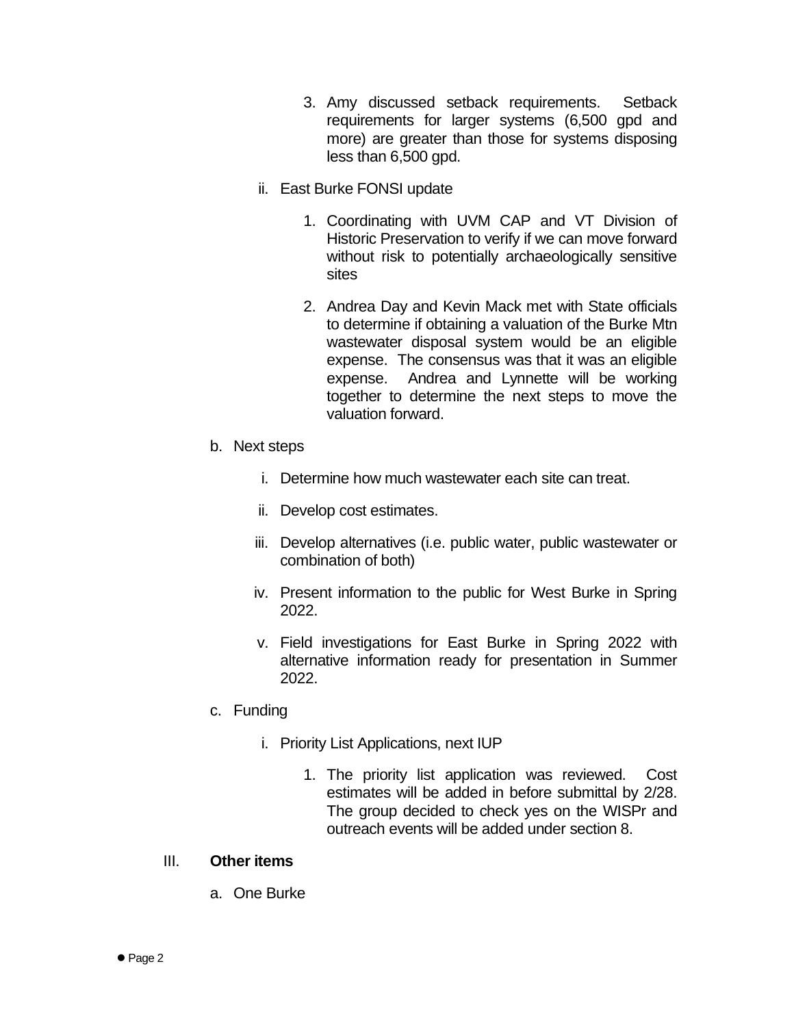3. Amy discussed setback requirements. Setback requirements for larger systems (6,500 gpd and more) are greater than those for systems disposing less than 6,500 gpd.

ii. East Burke FONSI update

1. Coordinating with UVM CAP and VT Division of Historic Preservation to verify if we can move forward without risk to potentially archaeologically sensitive sites

2. Andrea Day and Kevin Mack met with State officials to determine if obtaining a valuation of the Burke Mtn wastewater disposal system would be an eligible expense. The consensus was that it was an eligible expense. Andrea and Lynnette will be working together to determine the next steps to move the valuation forward.

b. Next steps

i. Determine how much wastewater each site can treat.

ii. Develop cost estimates.

iii. Develop alternatives (i.e. public water, public wastewater or combination of both)

iv. Present information to the public for West Burke in Spring 2022.

v. Field investigations for East Burke in Spring 2022 with alternative information ready for presentation in Summer 2022.

c. Funding

i. Priority List Applications, next IUP

1. The priority list application was reviewed. Cost estimates will be added in before submittal by 2/28. The group decided to check yes on the WISPr and outreach events will be added under section 8.

III. **Other items**

a. One Burke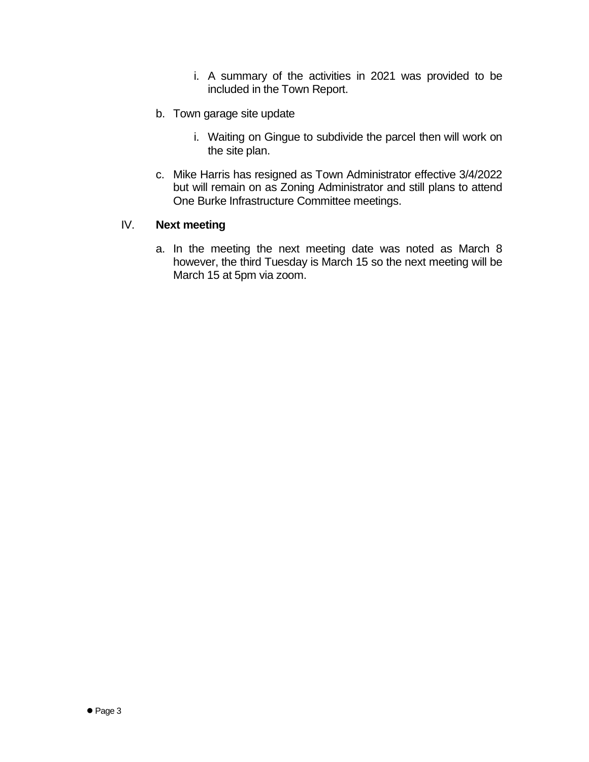i. A summary of the activities in 2021 was provided to be included in the Town Report.

b. Town garage site update

    i. Waiting on Gingue to subdivide the parcel then will work on the site plan.

c. Mike Harris has resigned as Town Administrator effective 3/4/2022 but will remain on as Zoning Administrator and still plans to attend One Burke Infrastructure Committee meetings.

IV. **Next meeting**

a. In the meeting the next meeting date was noted as March 8 however, the third Tuesday is March 15 so the next meeting will be March 15 at 5pm via zoom.